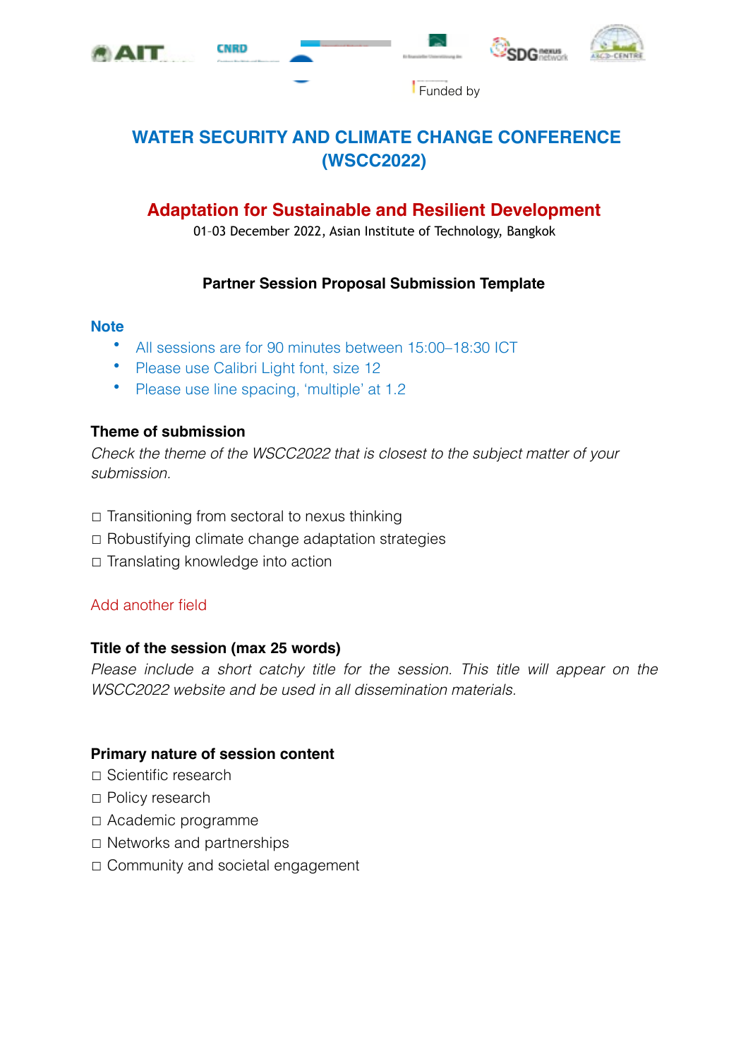Funded by

# WATER SECURITY AND CLIMATE CHANGE CONFERENCE (WSCC2022)

## Adaptation for Sustainable and Resilient Development

01-03 December 2022, Asian Institute of Technology, Bangkok

### Partner Session Proposal Submission Template

**Note**

- All sessions are for 90 minutes between 15:00–18:30 ICT
- Please use Calibri Light font, size 12
- Please use line spacing, 'multiple' at 1.2

**Theme of submission**

*Check the theme of the WSCC2022 that is closest to the subject matter of your submission.*

☐ Transitioning from sectoral to nexus thinking
☐ Robustifying climate change adaptation strategies
☐ Translating knowledge into action

Add another field

**Title of the session (max 25 words)**

*Please include a short catchy title for the session. This title will appear on the WSCC2022 website and be used in all dissemination materials.*

**Primary nature of session content**

☐ Scientific research
☐ Policy research
☐ Academic programme
☐ Networks and partnerships
☐ Community and societal engagement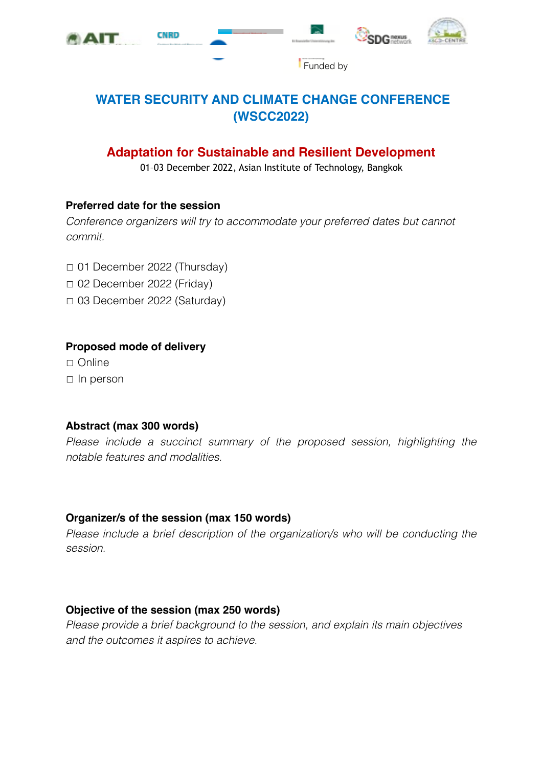Funded by

# WATER SECURITY AND CLIMATE CHANGE CONFERENCE (WSCC2022)

## Adaptation for Sustainable and Resilient Development

01-03 December 2022, Asian Institute of Technology, Bangkok

**Preferred date for the session**

*Conference organizers will try to accommodate your preferred dates but cannot commit.*

◻ 01 December 2022 (Thursday)
◻ 02 December 2022 (Friday)
◻ 03 December 2022 (Saturday)

**Proposed mode of delivery**

◻ Online
◻ In person

**Abstract (max 300 words)**

*Please include a succinct summary of the proposed session, highlighting the notable features and modalities.*

**Organizer/s of the session (max 150 words)**

*Please include a brief description of the organization/s who will be conducting the session.*

**Objective of the session (max 250 words)**

*Please provide a brief background to the session, and explain its main objectives and the outcomes it aspires to achieve.*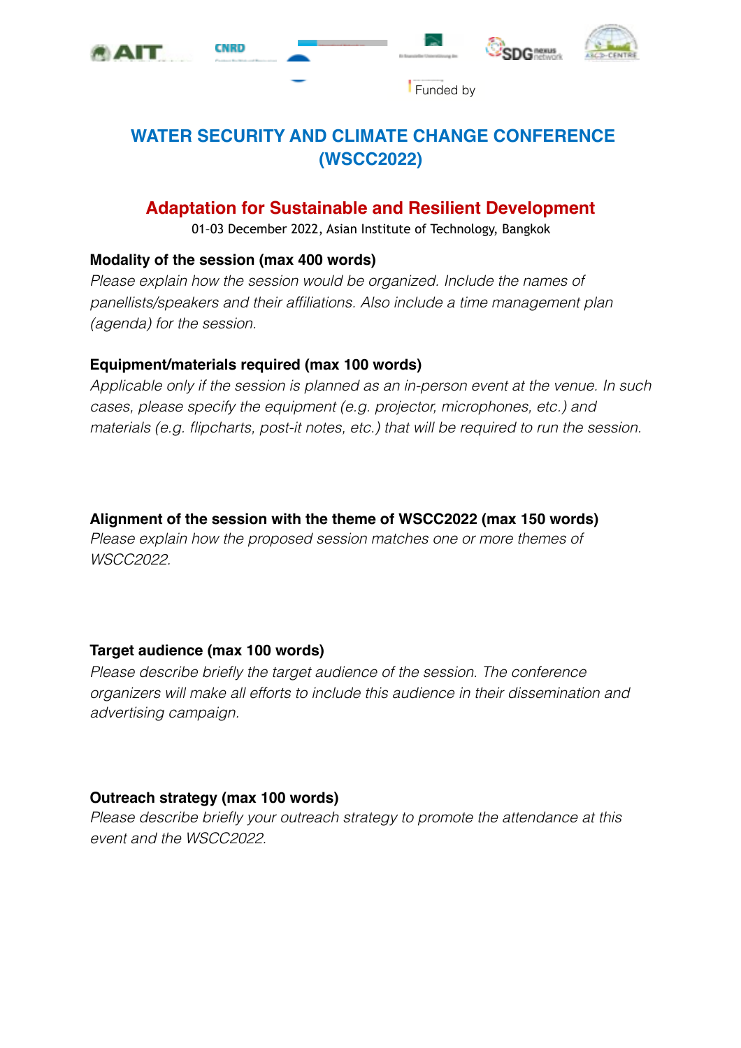Funded by

# WATER SECURITY AND CLIMATE CHANGE CONFERENCE (WSCC2022)

## Adaptation for Sustainable and Resilient Development

01-03 December 2022, Asian Institute of Technology, Bangkok

**Modality of the session (max 400 words)**

*Please explain how the session would be organized. Include the names of panellists/speakers and their affiliations. Also include a time management plan (agenda) for the session.*

**Equipment/materials required (max 100 words)**

*Applicable only if the session is planned as an in-person event at the venue. In such cases, please specify the equipment (e.g. projector, microphones, etc.) and materials (e.g. flipcharts, post-it notes, etc.) that will be required to run the session.*

**Alignment of the session with the theme of WSCC2022 (max 150 words)**

*Please explain how the proposed session matches one or more themes of WSCC2022.*

**Target audience (max 100 words)**

*Please describe briefly the target audience of the session. The conference organizers will make all efforts to include this audience in their dissemination and advertising campaign.*

**Outreach strategy (max 100 words)**

*Please describe briefly your outreach strategy to promote the attendance at this event and the WSCC2022.*